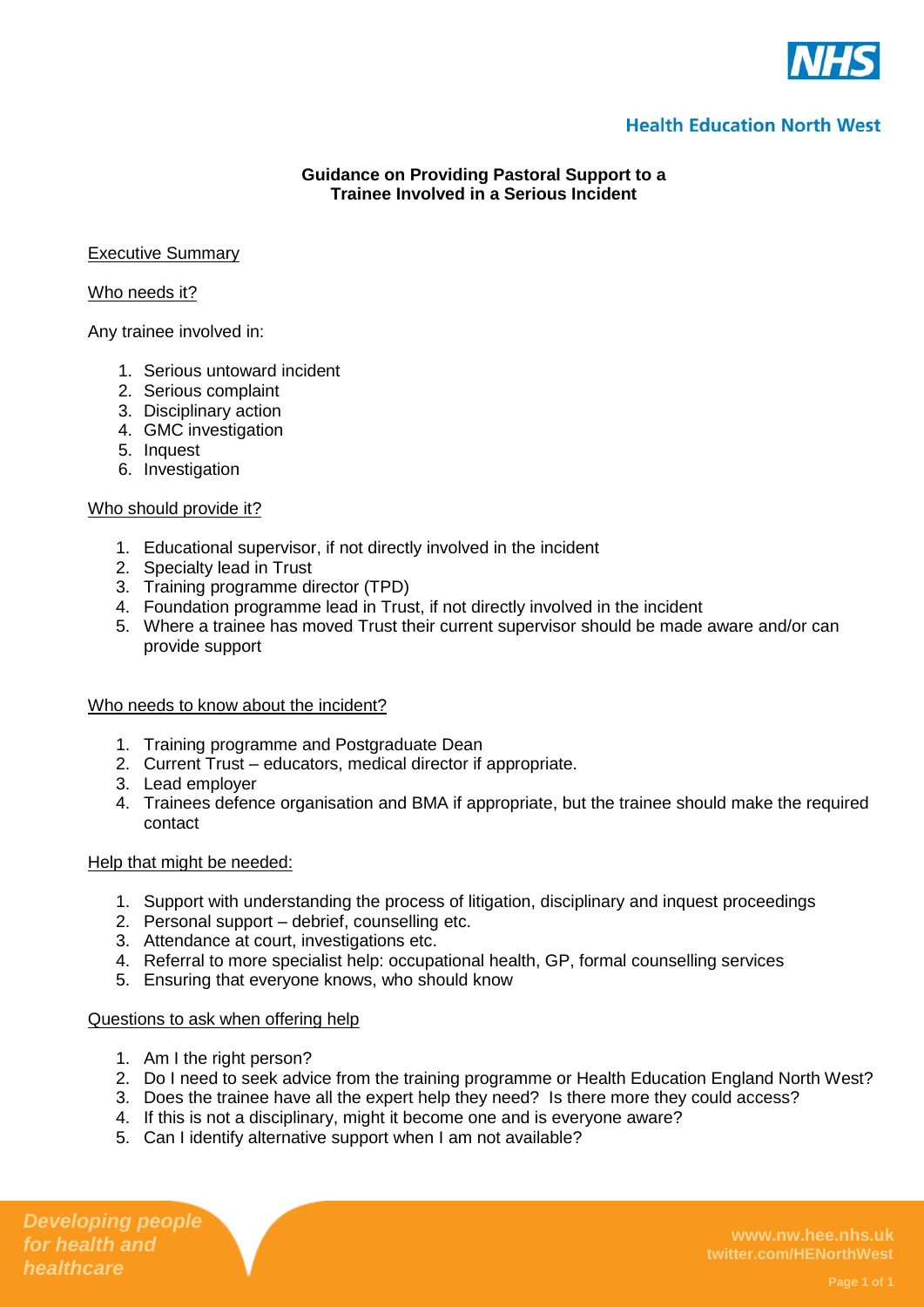Health Education North West

# Guidance on Providing Pastoral Support to a Trainee Involved in a Serious Incident

## Executive Summary

### Who needs it?

Any trainee involved in:

1. Serious untoward incident
2. Serious complaint
3. Disciplinary action
4. GMC investigation
5. Inquest
6. Investigation

### Who should provide it?

1. Educational supervisor, if not directly involved in the incident
2. Specialty lead in Trust
3. Training programme director (TPD)
4. Foundation programme lead in Trust, if not directly involved in the incident
5. Where a trainee has moved Trust their current supervisor should be made aware and/or can provide support

### Who needs to know about the incident?

1. Training programme and Postgraduate Dean
2. Current Trust – educators, medical director if appropriate.
3. Lead employer
4. Trainees defence organisation and BMA if appropriate, but the trainee should make the required contact

### Help that might be needed:

1. Support with understanding the process of litigation, disciplinary and inquest proceedings
2. Personal support – debrief, counselling etc.
3. Attendance at court, investigations etc.
4. Referral to more specialist help: occupational health, GP, formal counselling services
5. Ensuring that everyone knows, who should know

### Questions to ask when offering help

1. Am I the right person?
2. Do I need to seek advice from the training programme or Health Education England North West?
3. Does the trainee have all the expert help they need? Is there more they could access?
4. If this is not a disciplinary, might it become one and is everyone aware?
5. Can I identify alternative support when I am not available?

*Developing people for health and healthcare*

www.nw.hee.nhs.uk
twitter.com/HENorthWest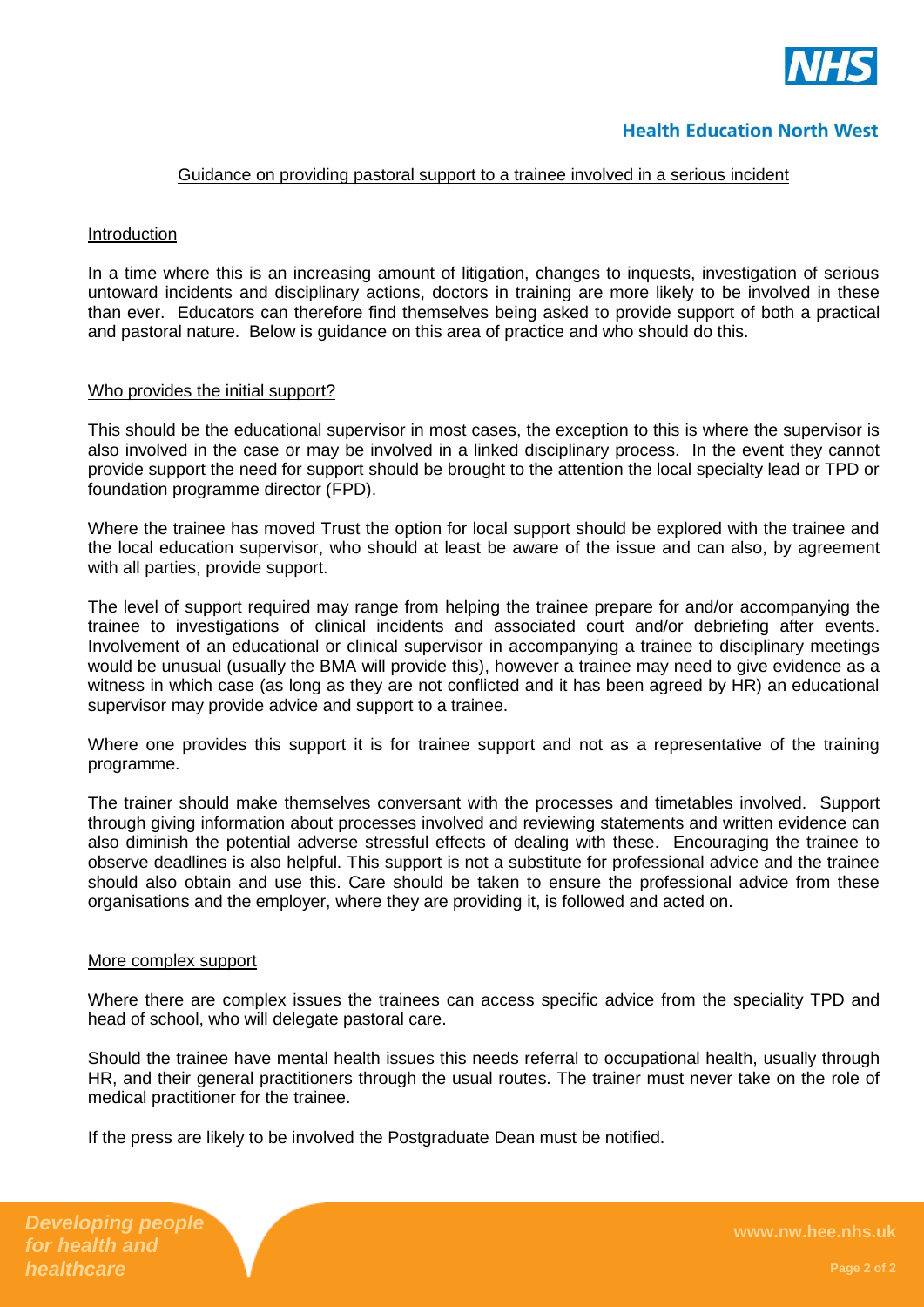## Guidance on providing pastoral support to a trainee involved in a serious incident

### Introduction

In a time where this is an increasing amount of litigation, changes to inquests, investigation of serious untoward incidents and disciplinary actions, doctors in training are more likely to be involved in these than ever. Educators can therefore find themselves being asked to provide support of both a practical and pastoral nature. Below is guidance on this area of practice and who should do this.

### Who provides the initial support?

This should be the educational supervisor in most cases, the exception to this is where the supervisor is also involved in the case or may be involved in a linked disciplinary process. In the event they cannot provide support the need for support should be brought to the attention the local specialty lead or TPD or foundation programme director (FPD).

Where the trainee has moved Trust the option for local support should be explored with the trainee and the local education supervisor, who should at least be aware of the issue and can also, by agreement with all parties, provide support.

The level of support required may range from helping the trainee prepare for and/or accompanying the trainee to investigations of clinical incidents and associated court and/or debriefing after events. Involvement of an educational or clinical supervisor in accompanying a trainee to disciplinary meetings would be unusual (usually the BMA will provide this), however a trainee may need to give evidence as a witness in which case (as long as they are not conflicted and it has been agreed by HR) an educational supervisor may provide advice and support to a trainee.

Where one provides this support it is for trainee support and not as a representative of the training programme.

The trainer should make themselves conversant with the processes and timetables involved. Support through giving information about processes involved and reviewing statements and written evidence can also diminish the potential adverse stressful effects of dealing with these. Encouraging the trainee to observe deadlines is also helpful. This support is not a substitute for professional advice and the trainee should also obtain and use this. Care should be taken to ensure the professional advice from these organisations and the employer, where they are providing it, is followed and acted on.

### More complex support

Where there are complex issues the trainees can access specific advice from the speciality TPD and head of school, who will delegate pastoral care.

Should the trainee have mental health issues this needs referral to occupational health, usually through HR, and their general practitioners through the usual routes. The trainer must never take on the role of medical practitioner for the trainee.

If the press are likely to be involved the Postgraduate Dean must be notified.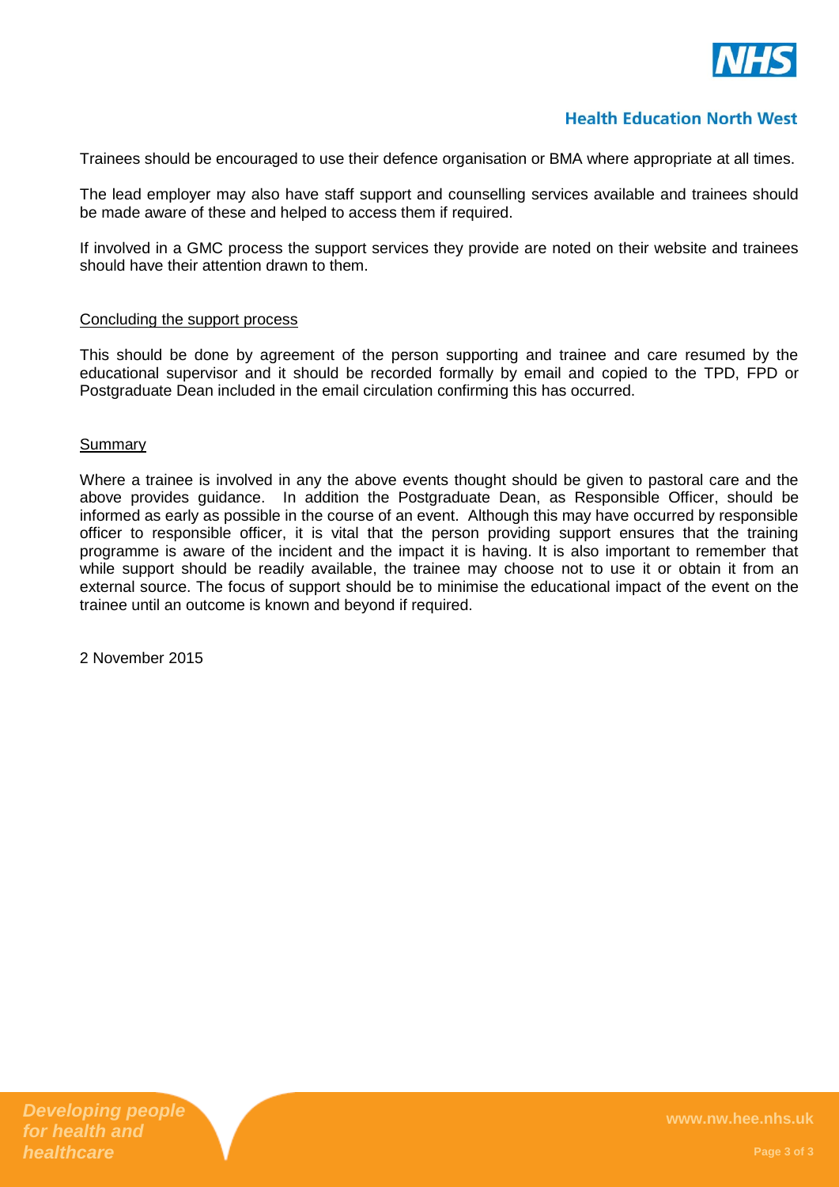Trainees should be encouraged to use their defence organisation or BMA where appropriate at all times.

The lead employer may also have staff support and counselling services available and trainees should be made aware of these and helped to access them if required.

If involved in a GMC process the support services they provide are noted on their website and trainees should have their attention drawn to them.

Concluding the support process

This should be done by agreement of the person supporting and trainee and care resumed by the educational supervisor and it should be recorded formally by email and copied to the TPD, FPD or Postgraduate Dean included in the email circulation confirming this has occurred.

Summary

Where a trainee is involved in any the above events thought should be given to pastoral care and the above provides guidance. In addition the Postgraduate Dean, as Responsible Officer, should be informed as early as possible in the course of an event. Although this may have occurred by responsible officer to responsible officer, it is vital that the person providing support ensures that the training programme is aware of the incident and the impact it is having. It is also important to remember that while support should be readily available, the trainee may choose not to use it or obtain it from an external source. The focus of support should be to minimise the educational impact of the event on the trainee until an outcome is known and beyond if required.

2 November 2015